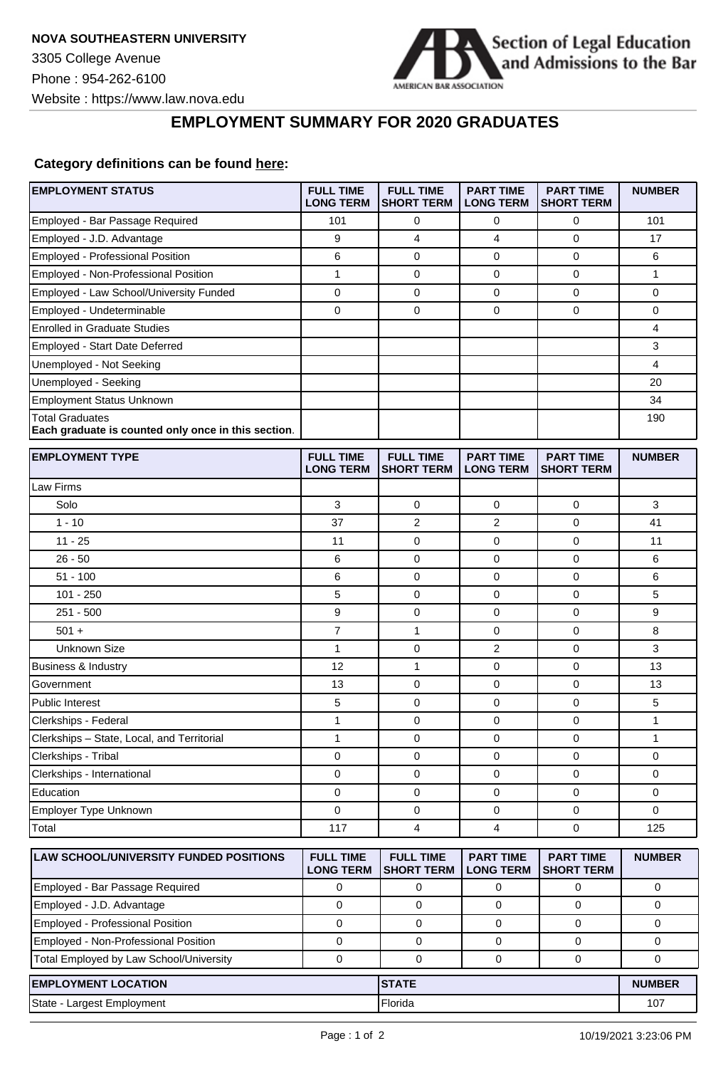**NOVA SOUTHEASTERN UNIVERSITY**
3305 College Avenue
Phone : 954-262-6100
Website : https://www.law.nova.edu

Section of Legal Education and Admissions to the Bar
AMERICAN BAR ASSOCIATION

## EMPLOYMENT SUMMARY FOR 2020 GRADUATES

**Category definitions can be found here:**

| EMPLOYMENT STATUS | FULL TIME LONG TERM | FULL TIME SHORT TERM | PART TIME LONG TERM | PART TIME SHORT TERM | NUMBER |
|---|---|---|---|---|---|
| Employed - Bar Passage Required | 101 | 0 | 0 | 0 | 101 |
| Employed - J.D. Advantage | 9 | 4 | 4 | 0 | 17 |
| Employed - Professional Position | 6 | 0 | 0 | 0 | 6 |
| Employed - Non-Professional Position | 1 | 0 | 0 | 0 | 1 |
| Employed - Law School/University Funded | 0 | 0 | 0 | 0 | 0 |
| Employed - Undeterminable | 0 | 0 | 0 | 0 | 0 |
| Enrolled in Graduate Studies | | | | | 4 |
| Employed - Start Date Deferred | | | | | 3 |
| Unemployed - Not Seeking | | | | | 4 |
| Unemployed - Seeking | | | | | 20 |
| Employment Status Unknown | | | | | 34 |
| Total Graduates **Each graduate is counted only once in this section**. | | | | | 190 |

| EMPLOYMENT TYPE | FULL TIME LONG TERM | FULL TIME SHORT TERM | PART TIME LONG TERM | PART TIME SHORT TERM | NUMBER |
|---|---|---|---|---|---|
| Law Firms | | | | | |
| Solo | 3 | 0 | 0 | 0 | 3 |
| 1 - 10 | 37 | 2 | 2 | 0 | 41 |
| 11 - 25 | 11 | 0 | 0 | 0 | 11 |
| 26 - 50 | 6 | 0 | 0 | 0 | 6 |
| 51 - 100 | 6 | 0 | 0 | 0 | 6 |
| 101 - 250 | 5 | 0 | 0 | 0 | 5 |
| 251 - 500 | 9 | 0 | 0 | 0 | 9 |
| 501 + | 7 | 1 | 0 | 0 | 8 |
| Unknown Size | 1 | 0 | 2 | 0 | 3 |
| Business & Industry | 12 | 1 | 0 | 0 | 13 |
| Government | 13 | 0 | 0 | 0 | 13 |
| Public Interest | 5 | 0 | 0 | 0 | 5 |
| Clerkships - Federal | 1 | 0 | 0 | 0 | 1 |
| Clerkships – State, Local, and Territorial | 1 | 0 | 0 | 0 | 1 |
| Clerkships - Tribal | 0 | 0 | 0 | 0 | 0 |
| Clerkships - International | 0 | 0 | 0 | 0 | 0 |
| Education | 0 | 0 | 0 | 0 | 0 |
| Employer Type Unknown | 0 | 0 | 0 | 0 | 0 |
| Total | 117 | 4 | 4 | 0 | 125 |

| LAW SCHOOL/UNIVERSITY FUNDED POSITIONS | FULL TIME LONG TERM | FULL TIME SHORT TERM | PART TIME LONG TERM | PART TIME SHORT TERM | NUMBER |
|---|---|---|---|---|---|
| Employed - Bar Passage Required | 0 | 0 | 0 | 0 | 0 |
| Employed - J.D. Advantage | 0 | 0 | 0 | 0 | 0 |
| Employed - Professional Position | 0 | 0 | 0 | 0 | 0 |
| Employed - Non-Professional Position | 0 | 0 | 0 | 0 | 0 |
| Total Employed by Law School/University | 0 | 0 | 0 | 0 | 0 |

| EMPLOYMENT LOCATION | STATE | NUMBER |
|---|---|---|
| State - Largest Employment | Florida | 107 |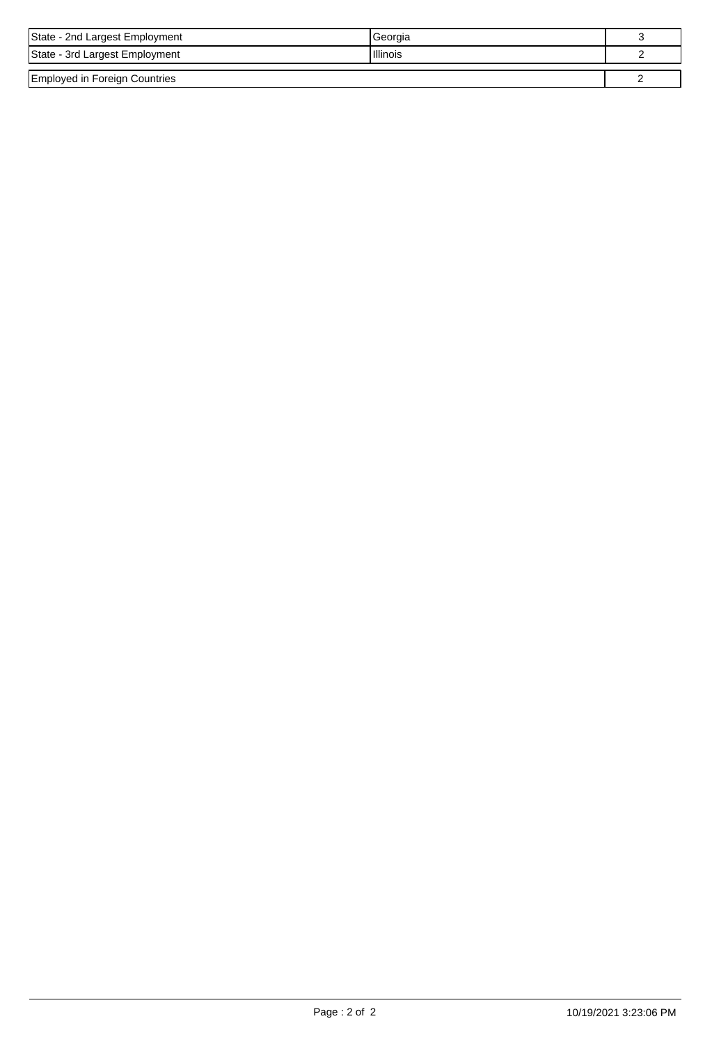| | | |
|---|---|---|
| State - 2nd Largest Employment | Georgia | 3 |
| State - 3rd Largest Employment | Illinois | 2 |

| | |
|---|---|
| Employed in Foreign Countries | 2 |